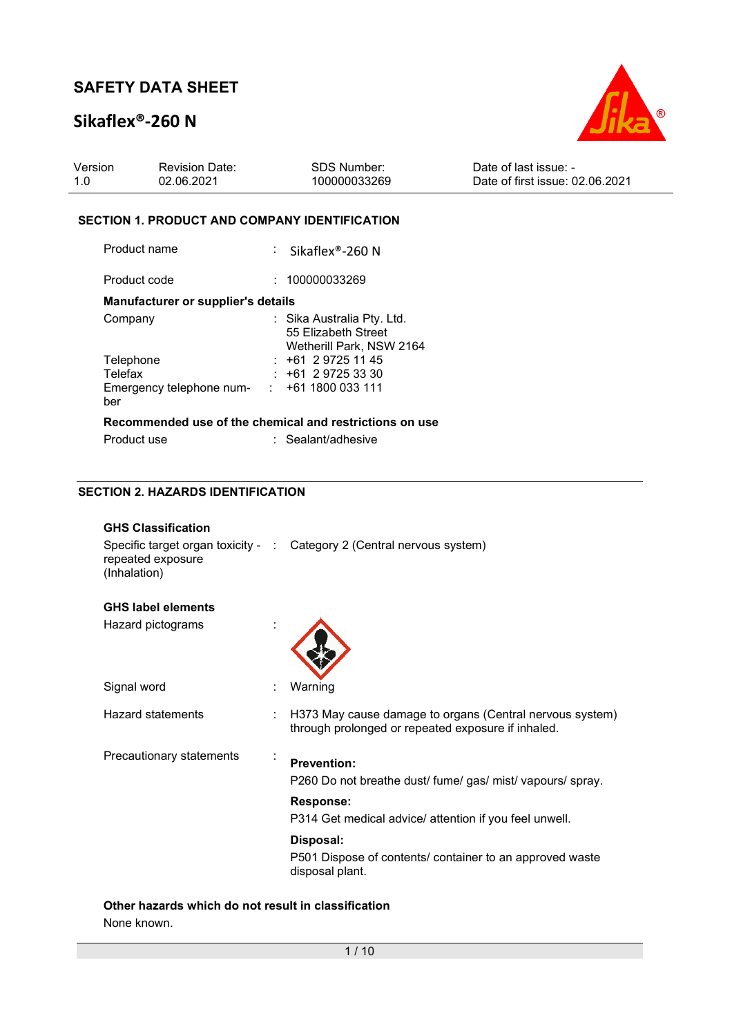# SAFETY DATA SHEET

## Sikaflex®-260 N

| Version | Revision Date: | SDS Number: | Date of last issue: - |
|---|---|---|---|
| 1.0 | 02.06.2021 | 100000033269 | Date of first issue: 02.06.2021 |

### SECTION 1. PRODUCT AND COMPANY IDENTIFICATION

Product name : Sikaflex®-260 N

Product code : 100000033269

**Manufacturer or supplier's details**

Company : Sika Australia Pty. Ltd.
55 Elizabeth Street
Wetherill Park, NSW 2164

Telephone : +61 2 9725 11 45

Telefax : +61 2 9725 33 30

Emergency telephone number : +61 1800 033 111

**Recommended use of the chemical and restrictions on use**

Product use : Sealant/adhesive

### SECTION 2. HAZARDS IDENTIFICATION

**GHS Classification**

Specific target organ toxicity - repeated exposure (Inhalation) : Category 2 (Central nervous system)

**GHS label elements**

Hazard pictograms :

Signal word : Warning

Hazard statements : H373 May cause damage to organs (Central nervous system) through prolonged or repeated exposure if inhaled.

Precautionary statements :

**Prevention:**

P260 Do not breathe dust/ fume/ gas/ mist/ vapours/ spray.

**Response:**

P314 Get medical advice/ attention if you feel unwell.

**Disposal:**

P501 Dispose of contents/ container to an approved waste disposal plant.

**Other hazards which do not result in classification**

None known.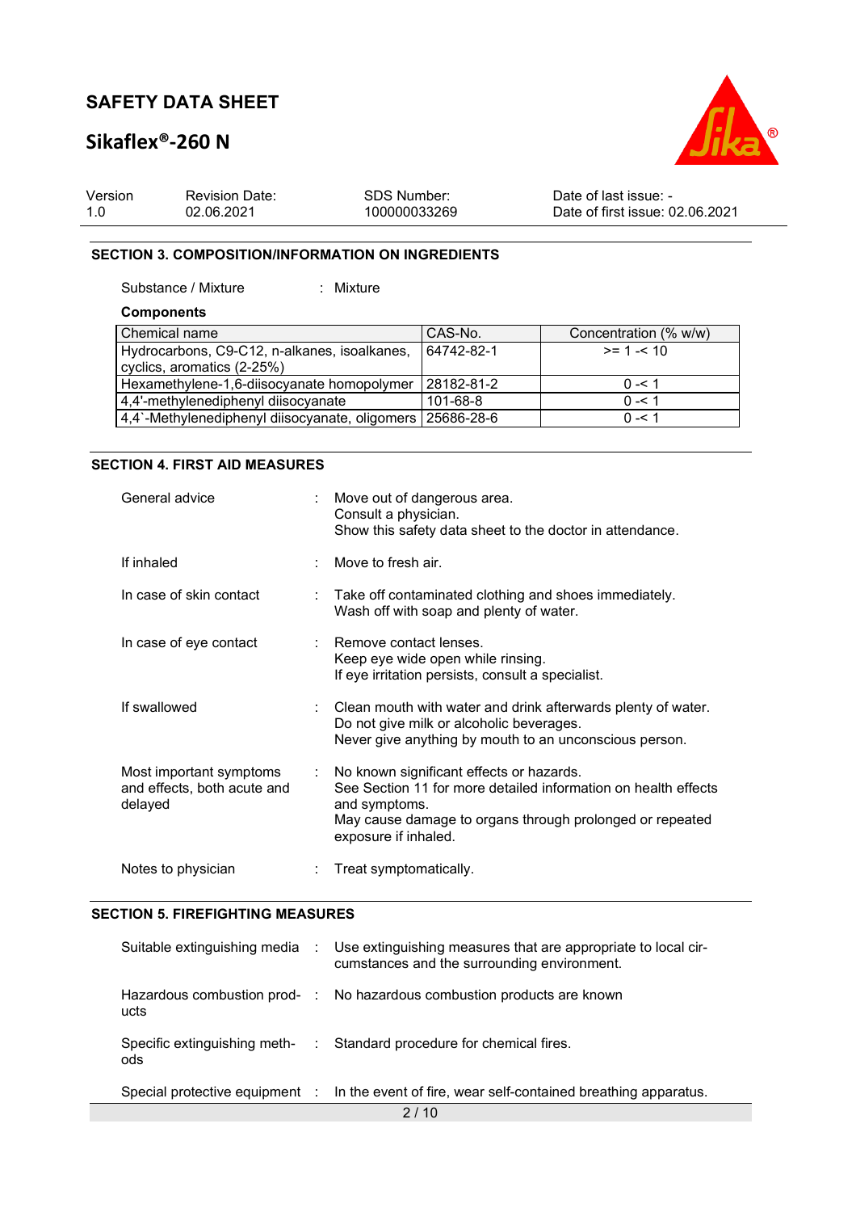## SECTION 3. COMPOSITION/INFORMATION ON INGREDIENTS

Substance / Mixture : Mixture

**Components**

| Chemical name | CAS-No. | Concentration (% w/w) |
|---|---|---|
| Hydrocarbons, C9-C12, n-alkanes, isoalkanes, cyclics, aromatics (2-25%) | 64742-82-1 | >= 1 -< 10 |
| Hexamethylene-1,6-diisocyanate homopolymer | 28182-81-2 | 0 -< 1 |
| 4,4'-methylenediphenyl diisocyanate | 101-68-8 | 0 -< 1 |
| 4,4`-Methylenediphenyl diisocyanate, oligomers | 25686-28-6 | 0 -< 1 |

## SECTION 4. FIRST AID MEASURES

General advice : Move out of dangerous area.
Consult a physician.
Show this safety data sheet to the doctor in attendance.

If inhaled : Move to fresh air.

In case of skin contact : Take off contaminated clothing and shoes immediately.
Wash off with soap and plenty of water.

In case of eye contact : Remove contact lenses.
Keep eye wide open while rinsing.
If eye irritation persists, consult a specialist.

If swallowed : Clean mouth with water and drink afterwards plenty of water.
Do not give milk or alcoholic beverages.
Never give anything by mouth to an unconscious person.

Most important symptoms and effects, both acute and delayed : No known significant effects or hazards.
See Section 11 for more detailed information on health effects and symptoms.
May cause damage to organs through prolonged or repeated exposure if inhaled.

Notes to physician : Treat symptomatically.

## SECTION 5. FIREFIGHTING MEASURES

Suitable extinguishing media : Use extinguishing measures that are appropriate to local circumstances and the surrounding environment.

Hazardous combustion products : No hazardous combustion products are known

Specific extinguishing methods : Standard procedure for chemical fires.

Special protective equipment : In the event of fire, wear self-contained breathing apparatus.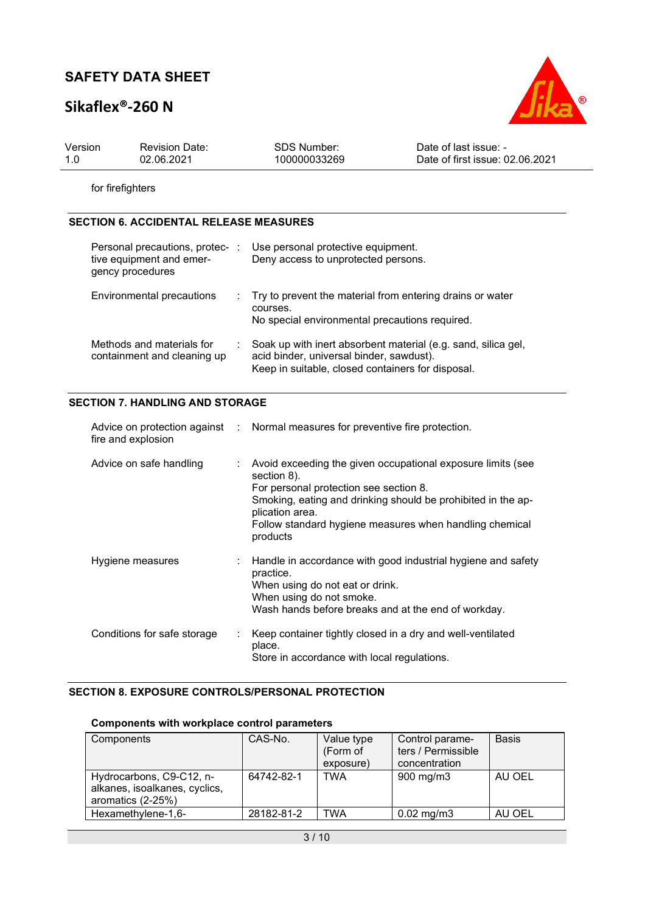for firefighters

## SECTION 6. ACCIDENTAL RELEASE MEASURES

Personal precautions, protective equipment and emergency procedures : Use personal protective equipment.
Deny access to unprotected persons.

Environmental precautions : Try to prevent the material from entering drains or water courses.
No special environmental precautions required.

Methods and materials for containment and cleaning up : Soak up with inert absorbent material (e.g. sand, silica gel, acid binder, universal binder, sawdust).
Keep in suitable, closed containers for disposal.

## SECTION 7. HANDLING AND STORAGE

Advice on protection against fire and explosion : Normal measures for preventive fire protection.

Advice on safe handling : Avoid exceeding the given occupational exposure limits (see section 8).
For personal protection see section 8.
Smoking, eating and drinking should be prohibited in the application area.
Follow standard hygiene measures when handling chemical products

Hygiene measures : Handle in accordance with good industrial hygiene and safety practice.
When using do not eat or drink.
When using do not smoke.
Wash hands before breaks and at the end of workday.

Conditions for safe storage : Keep container tightly closed in a dry and well-ventilated place.
Store in accordance with local regulations.

## SECTION 8. EXPOSURE CONTROLS/PERSONAL PROTECTION

### Components with workplace control parameters

| Components | CAS-No. | Value type (Form of exposure) | Control parameters / Permissible concentration | Basis |
|---|---|---|---|---|
| Hydrocarbons, C9-C12, n-alkanes, isoalkanes, cyclics, aromatics (2-25%) | 64742-82-1 | TWA | 900 mg/m3 | AU OEL |
| Hexamethylene-1,6- | 28182-81-2 | TWA | 0.02 mg/m3 | AU OEL |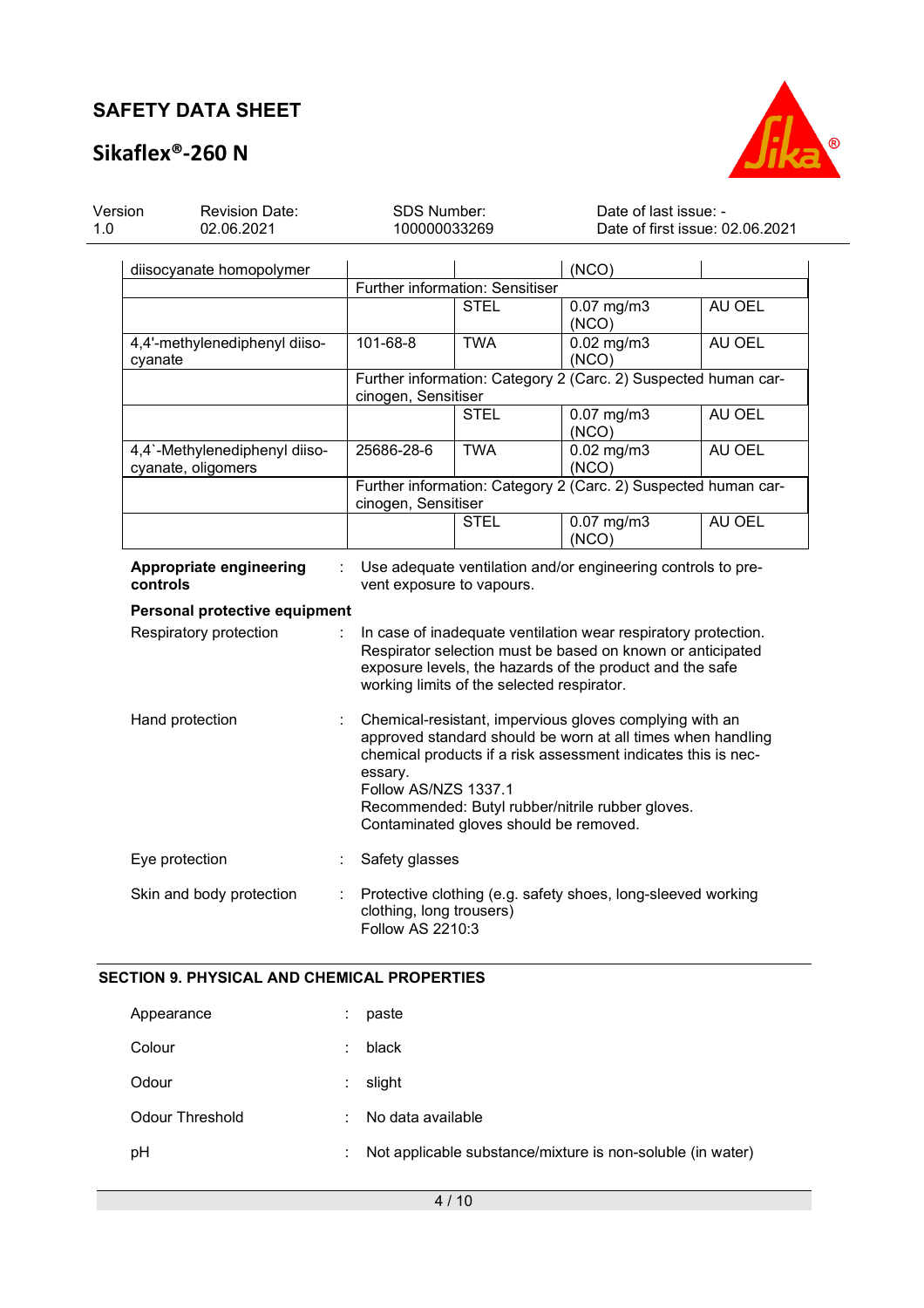| | | | | |
|---|---|---|---|---|
| diisocyanate homopolymer | | | (NCO) | |
| | Further information: Sensitiser | | | |
| | | STEL | 0.07 mg/m3 (NCO) | AU OEL |
| 4,4'-methylenediphenyl diisocyanate | 101-68-8 | TWA | 0.02 mg/m3 (NCO) | AU OEL |
| | Further information: Category 2 (Carc. 2) Suspected human carcinogen, Sensitiser | | | |
| | | STEL | 0.07 mg/m3 (NCO) | AU OEL |
| 4,4`-Methylenediphenyl diisocyanate, oligomers | 25686-28-6 | TWA | 0.02 mg/m3 (NCO) | AU OEL |
| | Further information: Category 2 (Carc. 2) Suspected human carcinogen, Sensitiser | | | |
| | | STEL | 0.07 mg/m3 (NCO) | AU OEL |

**Appropriate engineering controls** : Use adequate ventilation and/or engineering controls to prevent exposure to vapours.

**Personal protective equipment**

Respiratory protection : In case of inadequate ventilation wear respiratory protection. Respirator selection must be based on known or anticipated exposure levels, the hazards of the product and the safe working limits of the selected respirator.

Hand protection : Chemical-resistant, impervious gloves complying with an approved standard should be worn at all times when handling chemical products if a risk assessment indicates this is necessary.
Follow AS/NZS 1337.1
Recommended: Butyl rubber/nitrile rubber gloves.
Contaminated gloves should be removed.

Eye protection : Safety glasses

Skin and body protection : Protective clothing (e.g. safety shoes, long-sleeved working clothing, long trousers)
Follow AS 2210:3

## SECTION 9. PHYSICAL AND CHEMICAL PROPERTIES

Appearance : paste

Colour : black

Odour : slight

Odour Threshold : No data available

pH : Not applicable substance/mixture is non-soluble (in water)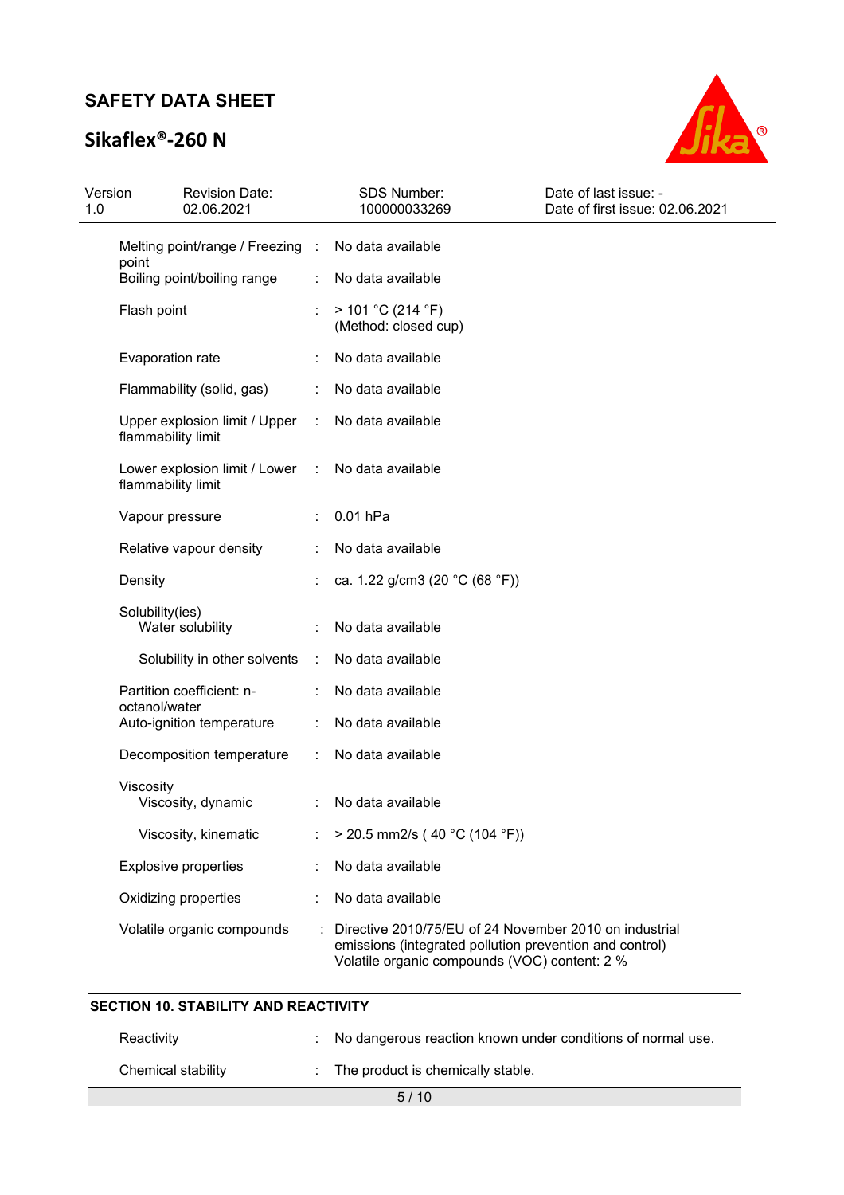| | | |
|---|---|---|
| Melting point/range / Freezing point | : | No data available |
| Boiling point/boiling range | : | No data available |
| Flash point | : | > 101 °C (214 °F)<br>(Method: closed cup) |
| Evaporation rate | : | No data available |
| Flammability (solid, gas) | : | No data available |
| Upper explosion limit / Upper flammability limit | : | No data available |
| Lower explosion limit / Lower flammability limit | : | No data available |
| Vapour pressure | : | 0.01 hPa |
| Relative vapour density | : | No data available |
| Density | : | ca. 1.22 g/cm3 (20 °C (68 °F)) |
| Solubility(ies)<br>Water solubility | : | No data available |
| Solubility in other solvents | : | No data available |
| Partition coefficient: n-octanol/water | : | No data available |
| Auto-ignition temperature | : | No data available |
| Decomposition temperature | : | No data available |
| Viscosity<br>Viscosity, dynamic | : | No data available |
| Viscosity, kinematic | : | > 20.5 mm2/s ( 40 °C (104 °F)) |
| Explosive properties | : | No data available |
| Oxidizing properties | : | No data available |
| Volatile organic compounds | : | Directive 2010/75/EU of 24 November 2010 on industrial emissions (integrated pollution prevention and control)<br>Volatile organic compounds (VOC) content: 2 % |

## SECTION 10. STABILITY AND REACTIVITY

| | | |
|---|---|---|
| Reactivity | : | No dangerous reaction known under conditions of normal use. |
| Chemical stability | : | The product is chemically stable. |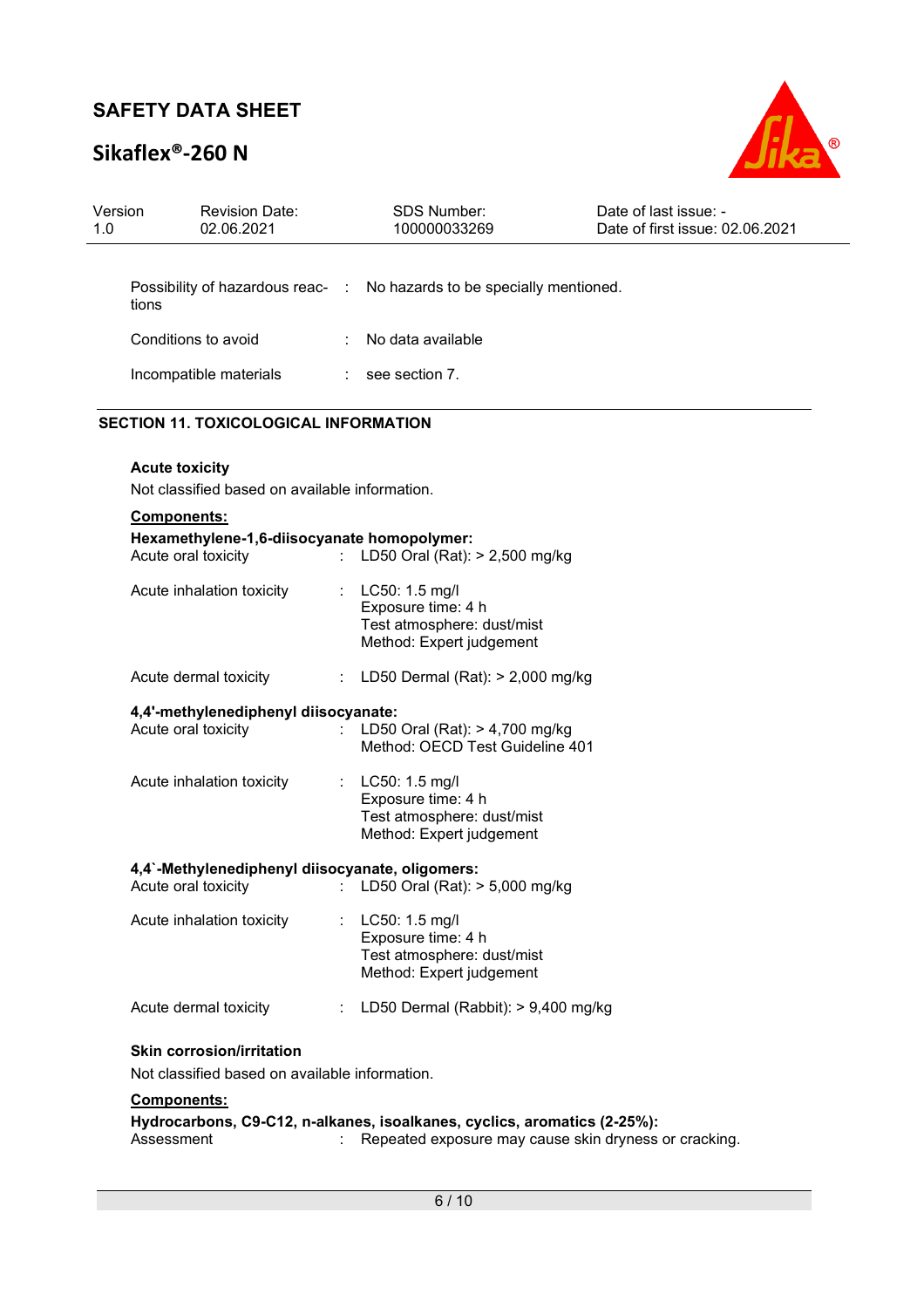| | | |
|---|---|---|
| Possibility of hazardous reactions | : | No hazards to be specially mentioned. |
| Conditions to avoid | : | No data available |
| Incompatible materials | : | see section 7. |

## SECTION 11. TOXICOLOGICAL INFORMATION

**Acute toxicity**

Not classified based on available information.

**Components:**

**Hexamethylene-1,6-diisocyanate homopolymer:**

| | | |
|---|---|---|
| Acute oral toxicity | : | LD50 Oral (Rat): > 2,500 mg/kg |
| Acute inhalation toxicity | : | LC50: 1.5 mg/l<br>Exposure time: 4 h<br>Test atmosphere: dust/mist<br>Method: Expert judgement |
| Acute dermal toxicity | : | LD50 Dermal (Rat): > 2,000 mg/kg |

**4,4'-methylenediphenyl diisocyanate:**

| | | |
|---|---|---|
| Acute oral toxicity | : | LD50 Oral (Rat): > 4,700 mg/kg<br>Method: OECD Test Guideline 401 |
| Acute inhalation toxicity | : | LC50: 1.5 mg/l<br>Exposure time: 4 h<br>Test atmosphere: dust/mist<br>Method: Expert judgement |

**4,4`-Methylenediphenyl diisocyanate, oligomers:**

| | | |
|---|---|---|
| Acute oral toxicity | : | LD50 Oral (Rat): > 5,000 mg/kg |
| Acute inhalation toxicity | : | LC50: 1.5 mg/l<br>Exposure time: 4 h<br>Test atmosphere: dust/mist<br>Method: Expert judgement |
| Acute dermal toxicity | : | LD50 Dermal (Rabbit): > 9,400 mg/kg |

**Skin corrosion/irritation**

Not classified based on available information.

**Components:**

**Hydrocarbons, C9-C12, n-alkanes, isoalkanes, cyclics, aromatics (2-25%):**

| | | |
|---|---|---|
| Assessment | : | Repeated exposure may cause skin dryness or cracking. |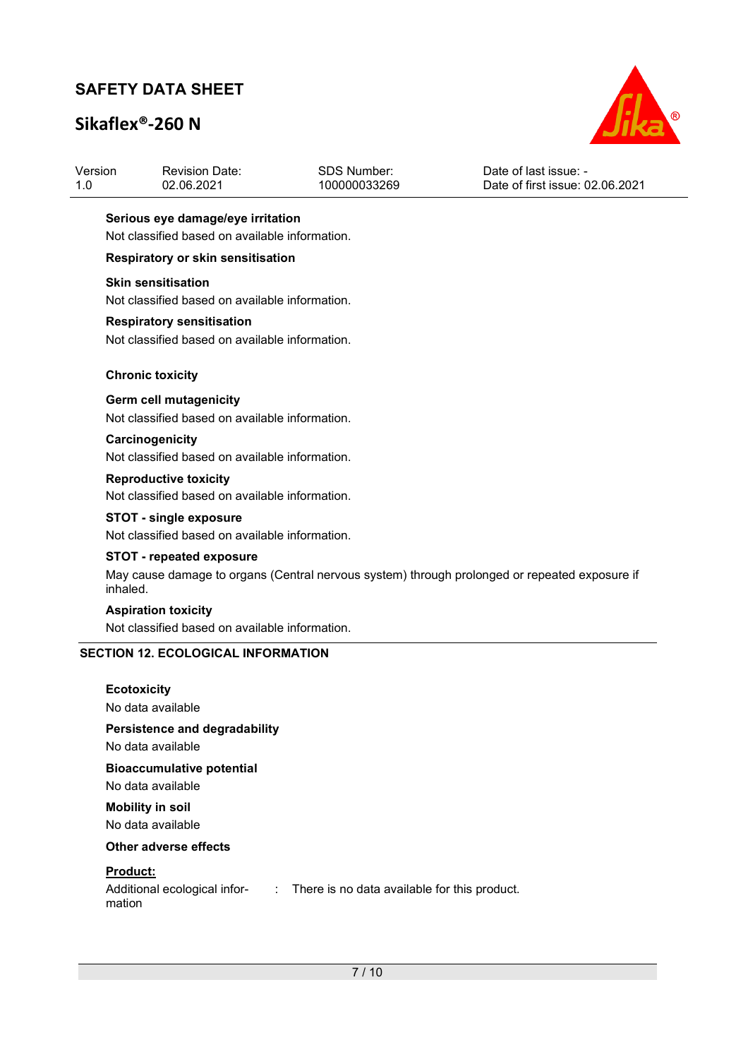**Serious eye damage/eye irritation**

Not classified based on available information.

**Respiratory or skin sensitisation**

**Skin sensitisation**

Not classified based on available information.

**Respiratory sensitisation**

Not classified based on available information.

**Chronic toxicity**

**Germ cell mutagenicity**

Not classified based on available information.

**Carcinogenicity**

Not classified based on available information.

**Reproductive toxicity**

Not classified based on available information.

**STOT - single exposure**

Not classified based on available information.

**STOT - repeated exposure**

May cause damage to organs (Central nervous system) through prolonged or repeated exposure if inhaled.

**Aspiration toxicity**

Not classified based on available information.

## SECTION 12. ECOLOGICAL INFORMATION

**Ecotoxicity**

No data available

**Persistence and degradability**

No data available

**Bioaccumulative potential**

No data available

**Mobility in soil**

No data available

**Other adverse effects**

**Product:**

Additional ecological information : There is no data available for this product.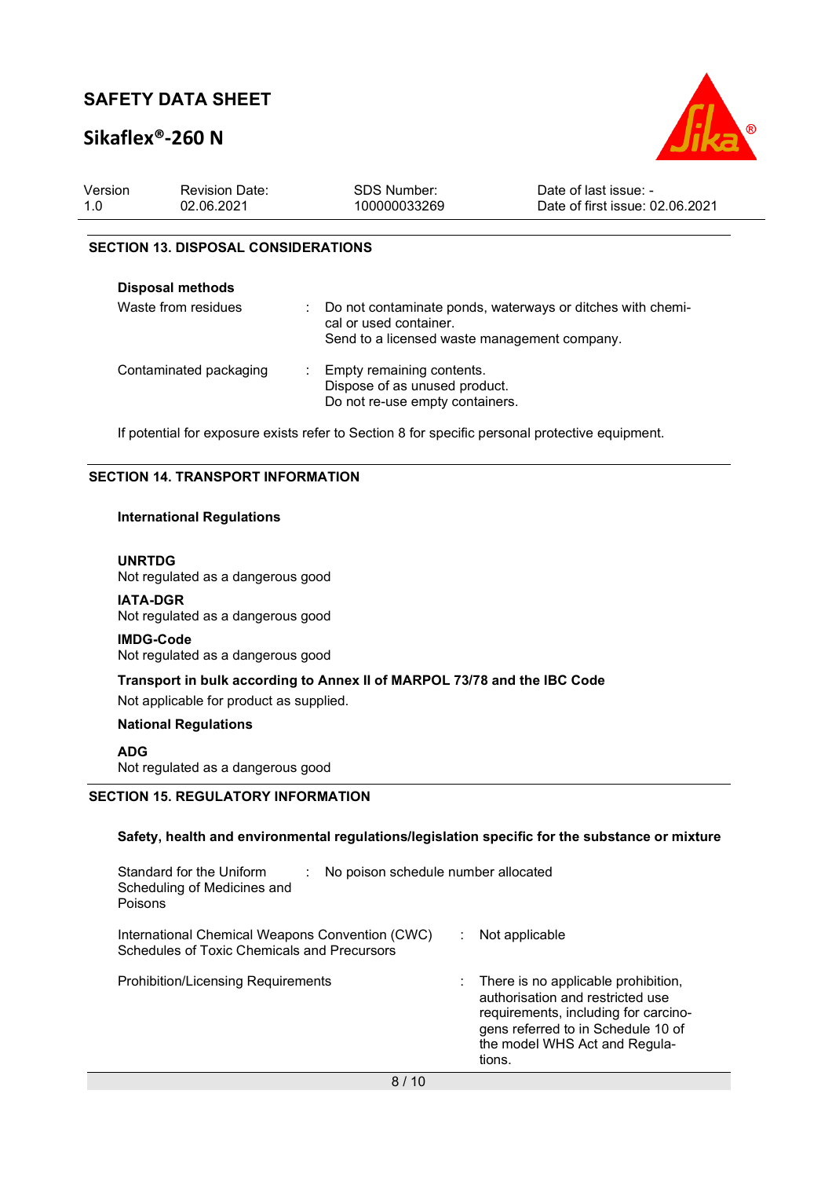## SECTION 13. DISPOSAL CONSIDERATIONS

**Disposal methods**

Waste from residues : Do not contaminate ponds, waterways or ditches with chemical or used container.
Send to a licensed waste management company.

Contaminated packaging : Empty remaining contents.
Dispose of as unused product.
Do not re-use empty containers.

If potential for exposure exists refer to Section 8 for specific personal protective equipment.

## SECTION 14. TRANSPORT INFORMATION

**International Regulations**

**UNRTDG**
Not regulated as a dangerous good

**IATA-DGR**
Not regulated as a dangerous good

**IMDG-Code**
Not regulated as a dangerous good

**Transport in bulk according to Annex II of MARPOL 73/78 and the IBC Code**

Not applicable for product as supplied.

**National Regulations**

**ADG**
Not regulated as a dangerous good

## SECTION 15. REGULATORY INFORMATION

**Safety, health and environmental regulations/legislation specific for the substance or mixture**

Standard for the Uniform Scheduling of Medicines and Poisons : No poison schedule number allocated

International Chemical Weapons Convention (CWC) Schedules of Toxic Chemicals and Precursors : Not applicable

Prohibition/Licensing Requirements : There is no applicable prohibition, authorisation and restricted use requirements, including for carcinogens referred to in Schedule 10 of the model WHS Act and Regulations.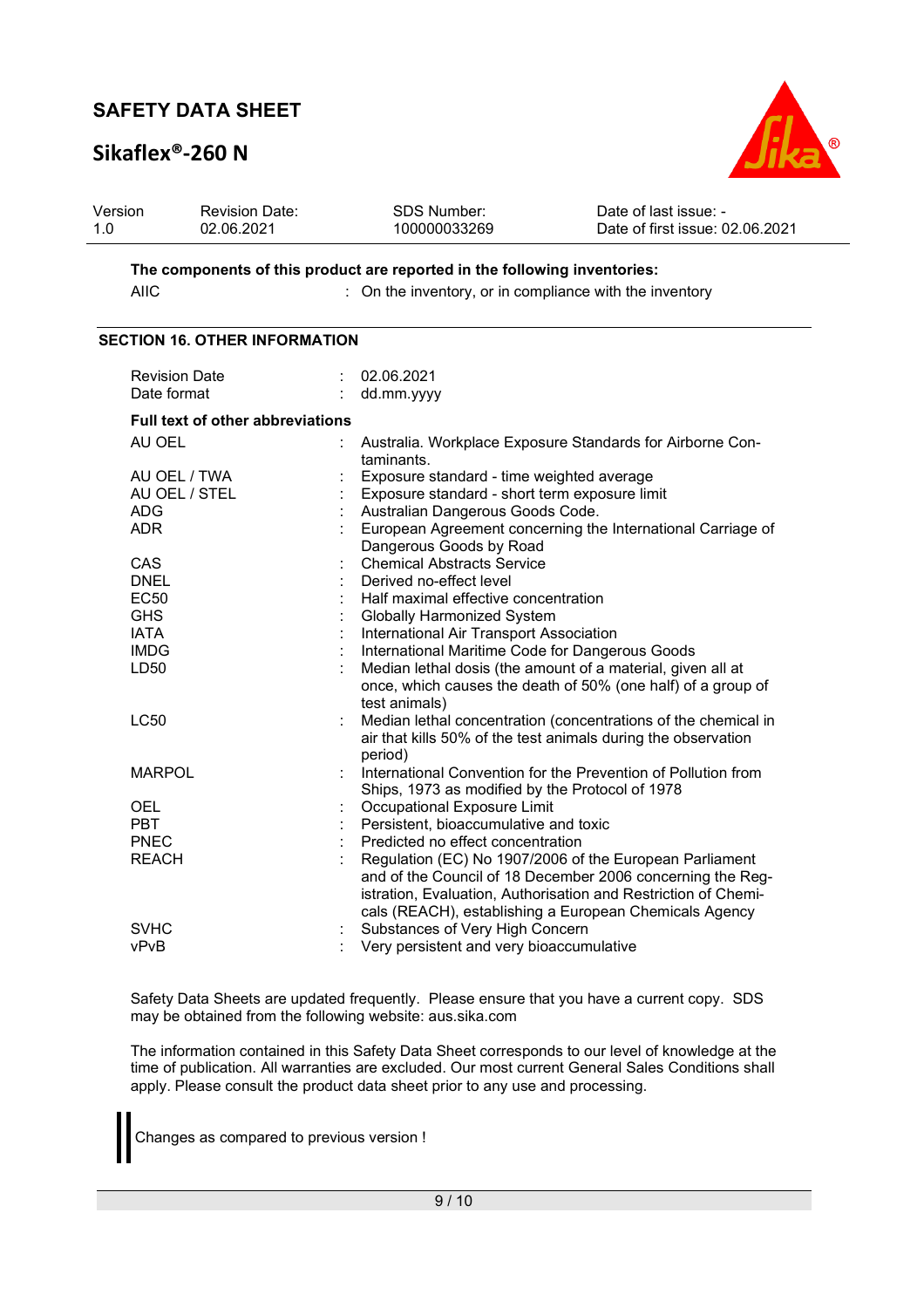**The components of this product are reported in the following inventories:**

AIIC : On the inventory, or in compliance with the inventory

## SECTION 16. OTHER INFORMATION

Revision Date : 02.06.2021
Date format : dd.mm.yyyy

**Full text of other abbreviations**

| | |
|---|---|
| AU OEL | Australia. Workplace Exposure Standards for Airborne Contaminants. |
| AU OEL / TWA | Exposure standard - time weighted average |
| AU OEL / STEL | Exposure standard - short term exposure limit |
| ADG | Australian Dangerous Goods Code. |
| ADR | European Agreement concerning the International Carriage of Dangerous Goods by Road |
| CAS | Chemical Abstracts Service |
| DNEL | Derived no-effect level |
| EC50 | Half maximal effective concentration |
| GHS | Globally Harmonized System |
| IATA | International Air Transport Association |
| IMDG | International Maritime Code for Dangerous Goods |
| LD50 | Median lethal dosis (the amount of a material, given all at once, which causes the death of 50% (one half) of a group of test animals) |
| LC50 | Median lethal concentration (concentrations of the chemical in air that kills 50% of the test animals during the observation period) |
| MARPOL | International Convention for the Prevention of Pollution from Ships, 1973 as modified by the Protocol of 1978 |
| OEL | Occupational Exposure Limit |
| PBT | Persistent, bioaccumulative and toxic |
| PNEC | Predicted no effect concentration |
| REACH | Regulation (EC) No 1907/2006 of the European Parliament and of the Council of 18 December 2006 concerning the Registration, Evaluation, Authorisation and Restriction of Chemicals (REACH), establishing a European Chemicals Agency |
| SVHC | Substances of Very High Concern |
| vPvB | Very persistent and very bioaccumulative |

Safety Data Sheets are updated frequently. Please ensure that you have a current copy. SDS may be obtained from the following website: aus.sika.com

The information contained in this Safety Data Sheet corresponds to our level of knowledge at the time of publication. All warranties are excluded. Our most current General Sales Conditions shall apply. Please consult the product data sheet prior to any use and processing.

Changes as compared to previous version !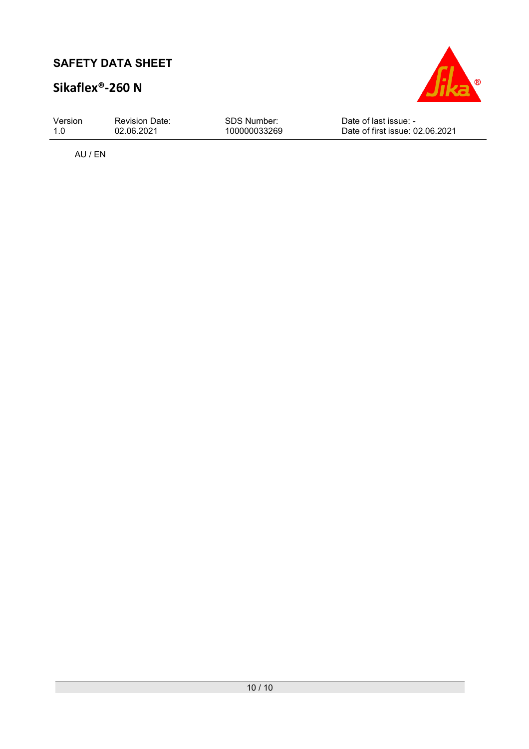AU / EN